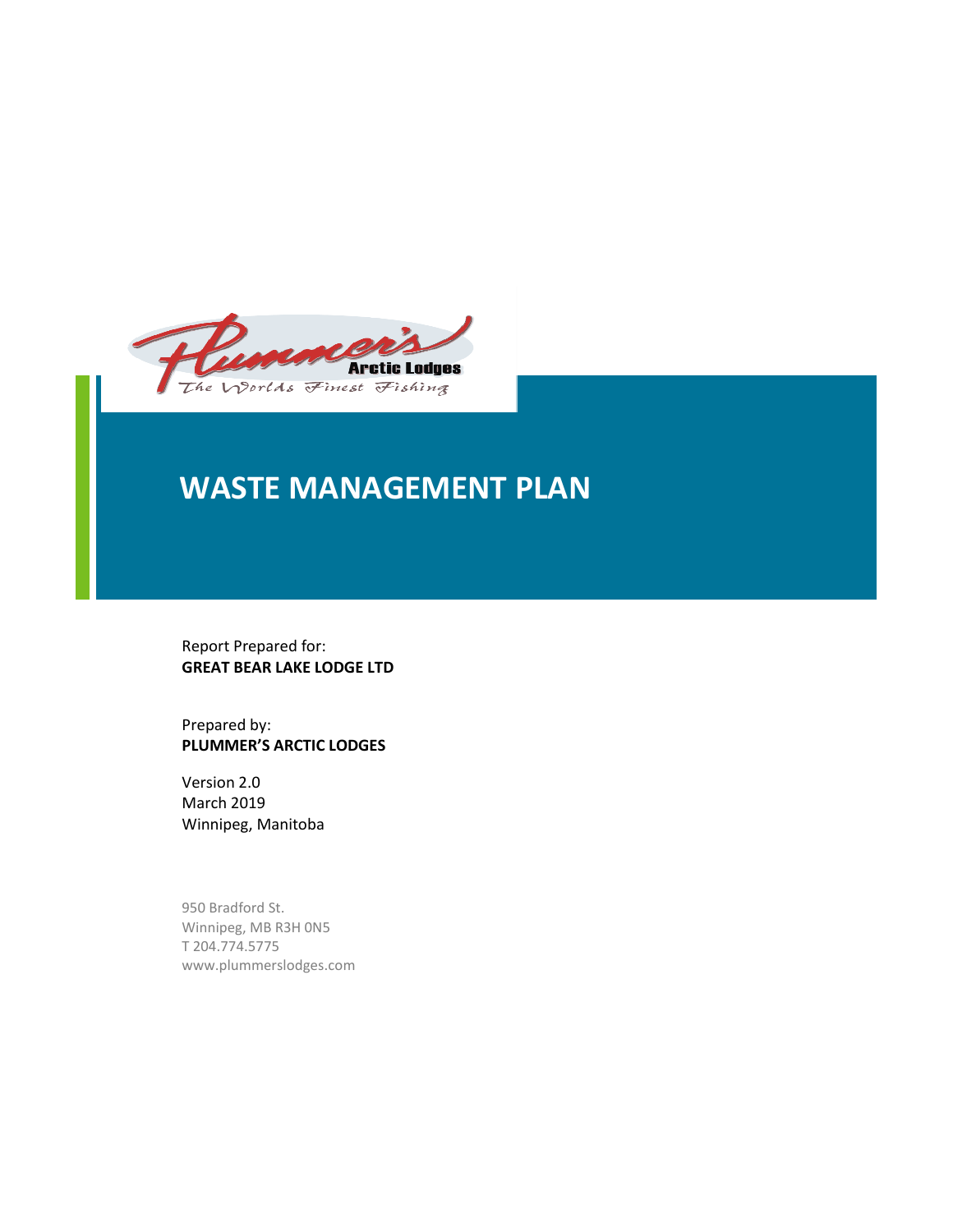Plummer's Arctic Lodges

The Worlds Finest Fishing

# WASTE MANAGEMENT PLAN

Report Prepared for:
**GREAT BEAR LAKE LODGE LTD**

Prepared by:
**PLUMMER'S ARCTIC LODGES**

Version 2.0
March 2019
Winnipeg, Manitoba

950 Bradford St.
Winnipeg, MB R3H 0N5
T 204.774.5775
www.plummerslodges.com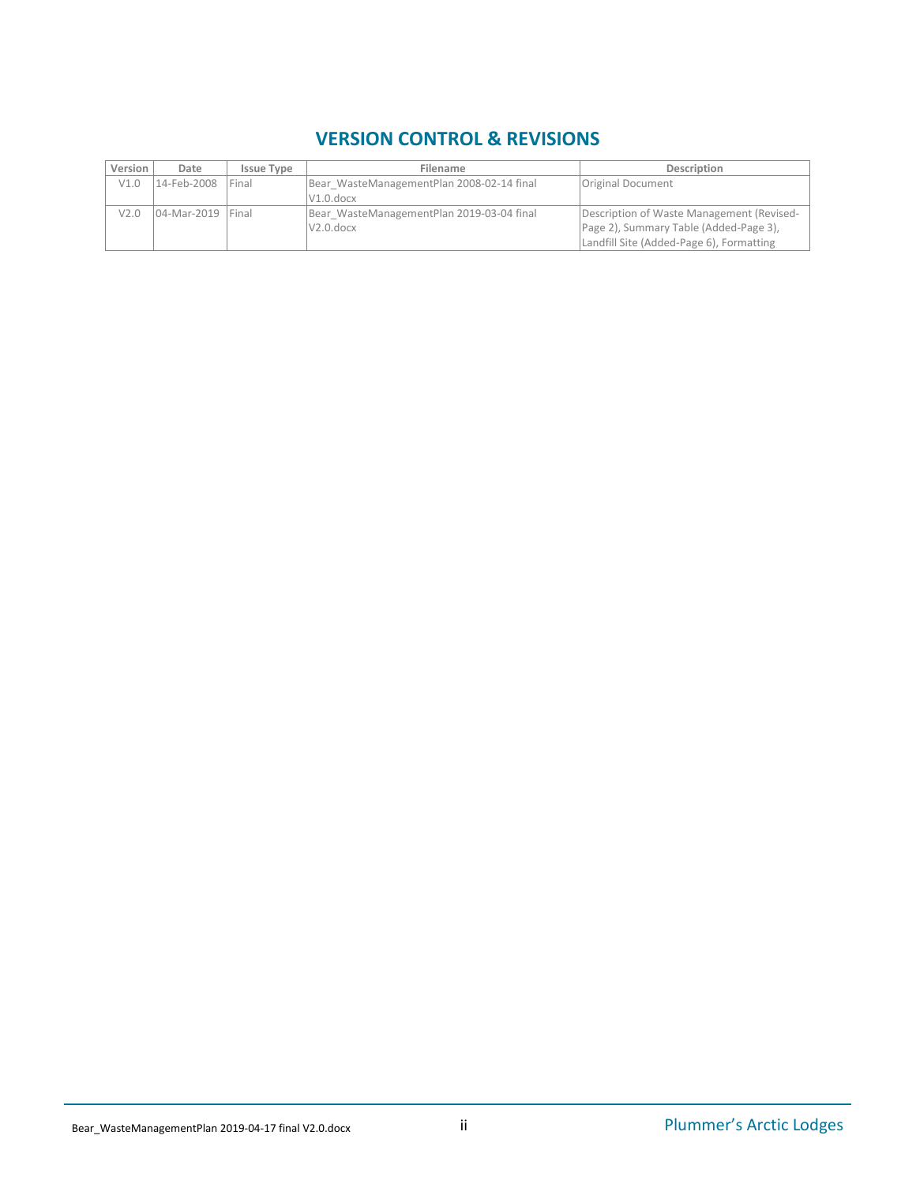# VERSION CONTROL & REVISIONS

| Version | Date | Issue Type | Filename | Description |
|---|---|---|---|---|
| V1.0 | 14-Feb-2008 | Final | Bear_WasteManagementPlan 2008-02-14 final V1.0.docx | Original Document |
| V2.0 | 04-Mar-2019 | Final | Bear_WasteManagementPlan 2019-03-04 final V2.0.docx | Description of Waste Management (Revised-Page 2), Summary Table (Added-Page 3), Landfill Site (Added-Page 6), Formatting |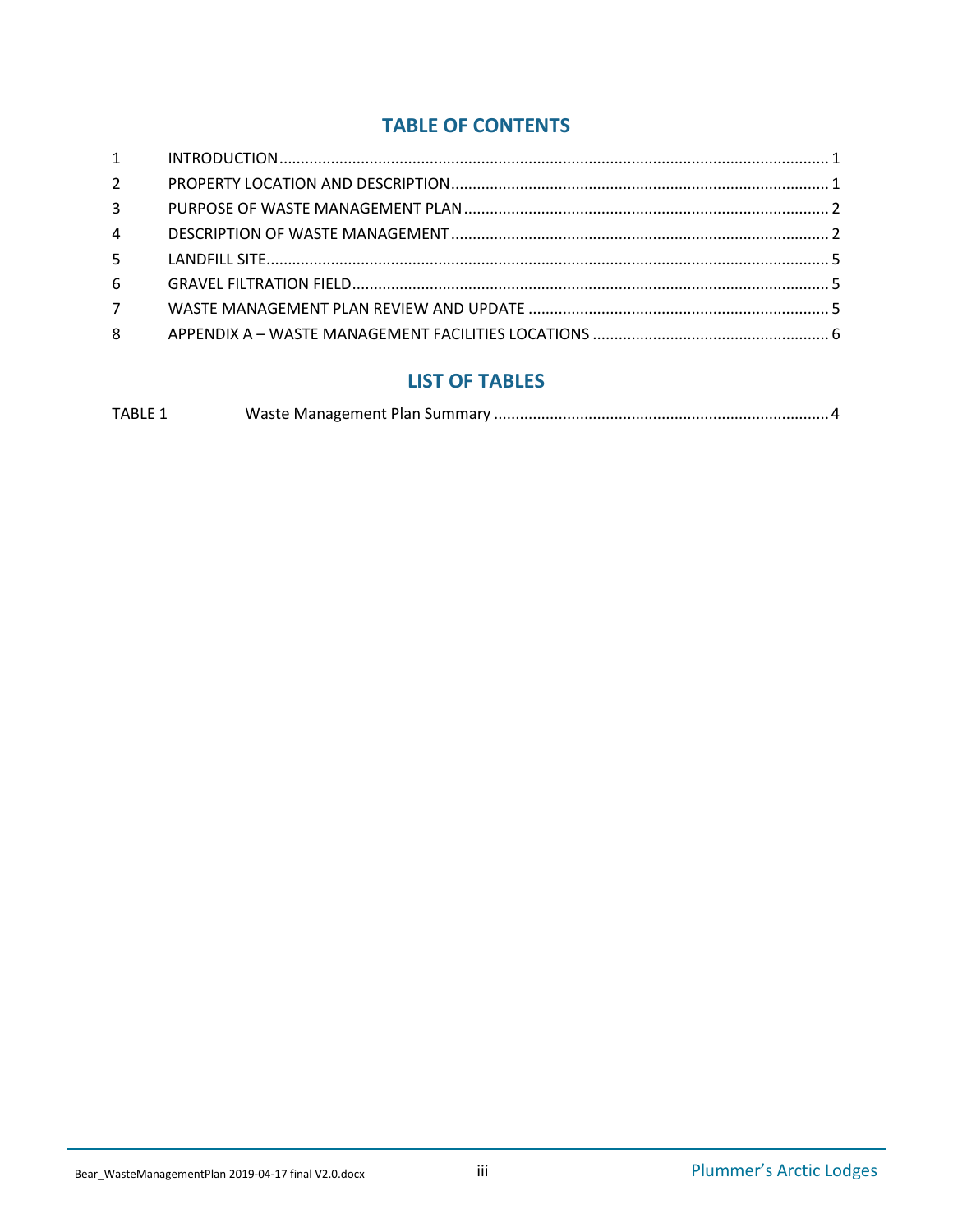## TABLE OF CONTENTS

| | | |
|---|---|---|
| 1 | INTRODUCTION | 1 |
| 2 | PROPERTY LOCATION AND DESCRIPTION | 1 |
| 3 | PURPOSE OF WASTE MANAGEMENT PLAN | 2 |
| 4 | DESCRIPTION OF WASTE MANAGEMENT | 2 |
| 5 | LANDFILL SITE | 5 |
| 6 | GRAVEL FILTRATION FIELD | 5 |
| 7 | WASTE MANAGEMENT PLAN REVIEW AND UPDATE | 5 |
| 8 | APPENDIX A – WASTE MANAGEMENT FACILITIES LOCATIONS | 6 |

## LIST OF TABLES

| | | |
|---|---|---|
| TABLE 1 | Waste Management Plan Summary | 4 |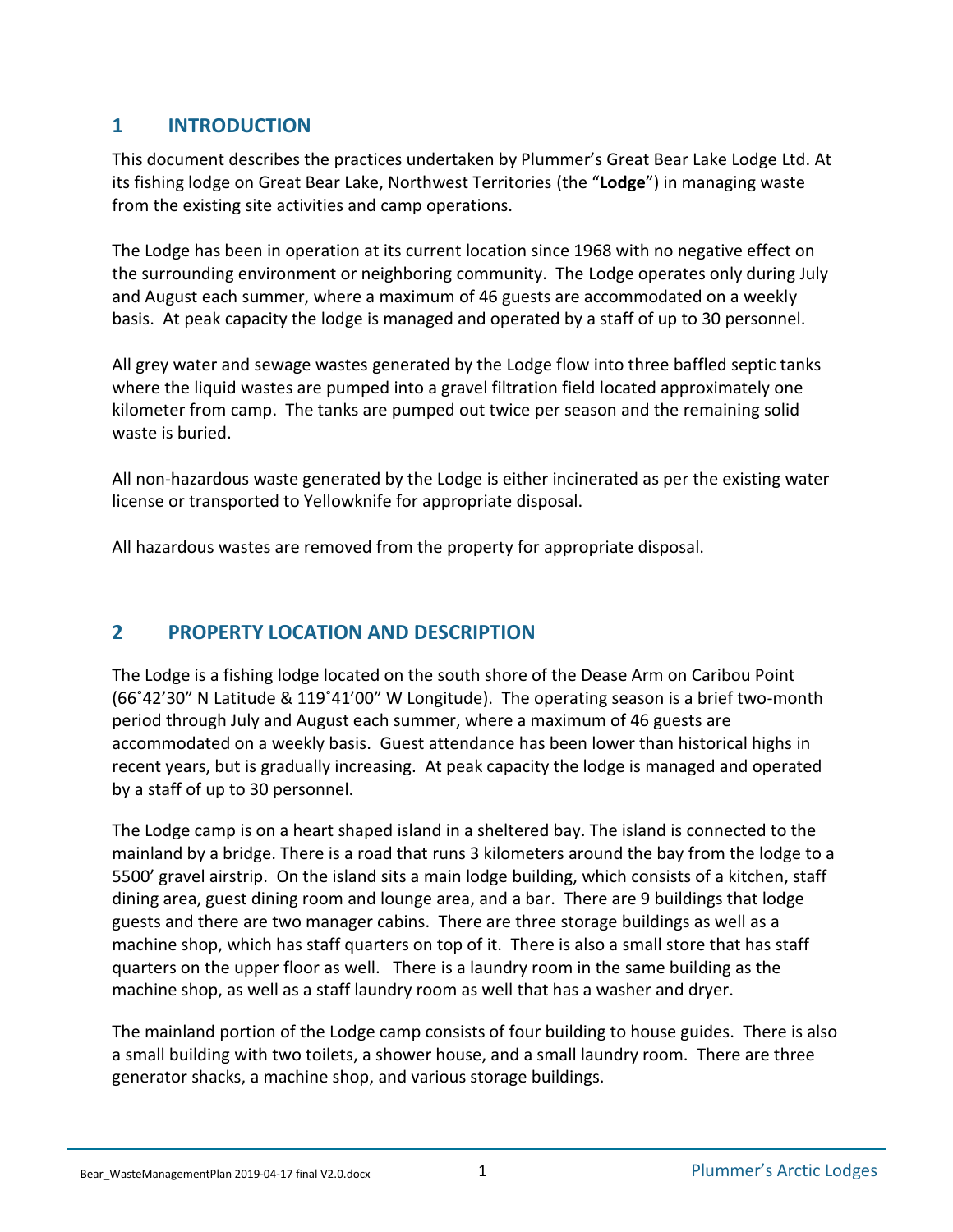## 1 INTRODUCTION

This document describes the practices undertaken by Plummer's Great Bear Lake Lodge Ltd. At its fishing lodge on Great Bear Lake, Northwest Territories (the "**Lodge**") in managing waste from the existing site activities and camp operations.

The Lodge has been in operation at its current location since 1968 with no negative effect on the surrounding environment or neighboring community. The Lodge operates only during July and August each summer, where a maximum of 46 guests are accommodated on a weekly basis. At peak capacity the lodge is managed and operated by a staff of up to 30 personnel.

All grey water and sewage wastes generated by the Lodge flow into three baffled septic tanks where the liquid wastes are pumped into a gravel filtration field located approximately one kilometer from camp. The tanks are pumped out twice per season and the remaining solid waste is buried.

All non-hazardous waste generated by the Lodge is either incinerated as per the existing water license or transported to Yellowknife for appropriate disposal.

All hazardous wastes are removed from the property for appropriate disposal.

## 2 PROPERTY LOCATION AND DESCRIPTION

The Lodge is a fishing lodge located on the south shore of the Dease Arm on Caribou Point (66˚42'30" N Latitude & 119˚41'00" W Longitude). The operating season is a brief two-month period through July and August each summer, where a maximum of 46 guests are accommodated on a weekly basis. Guest attendance has been lower than historical highs in recent years, but is gradually increasing. At peak capacity the lodge is managed and operated by a staff of up to 30 personnel.

The Lodge camp is on a heart shaped island in a sheltered bay. The island is connected to the mainland by a bridge. There is a road that runs 3 kilometers around the bay from the lodge to a 5500' gravel airstrip. On the island sits a main lodge building, which consists of a kitchen, staff dining area, guest dining room and lounge area, and a bar. There are 9 buildings that lodge guests and there are two manager cabins. There are three storage buildings as well as a machine shop, which has staff quarters on top of it. There is also a small store that has staff quarters on the upper floor as well. There is a laundry room in the same building as the machine shop, as well as a staff laundry room as well that has a washer and dryer.

The mainland portion of the Lodge camp consists of four building to house guides. There is also a small building with two toilets, a shower house, and a small laundry room. There are three generator shacks, a machine shop, and various storage buildings.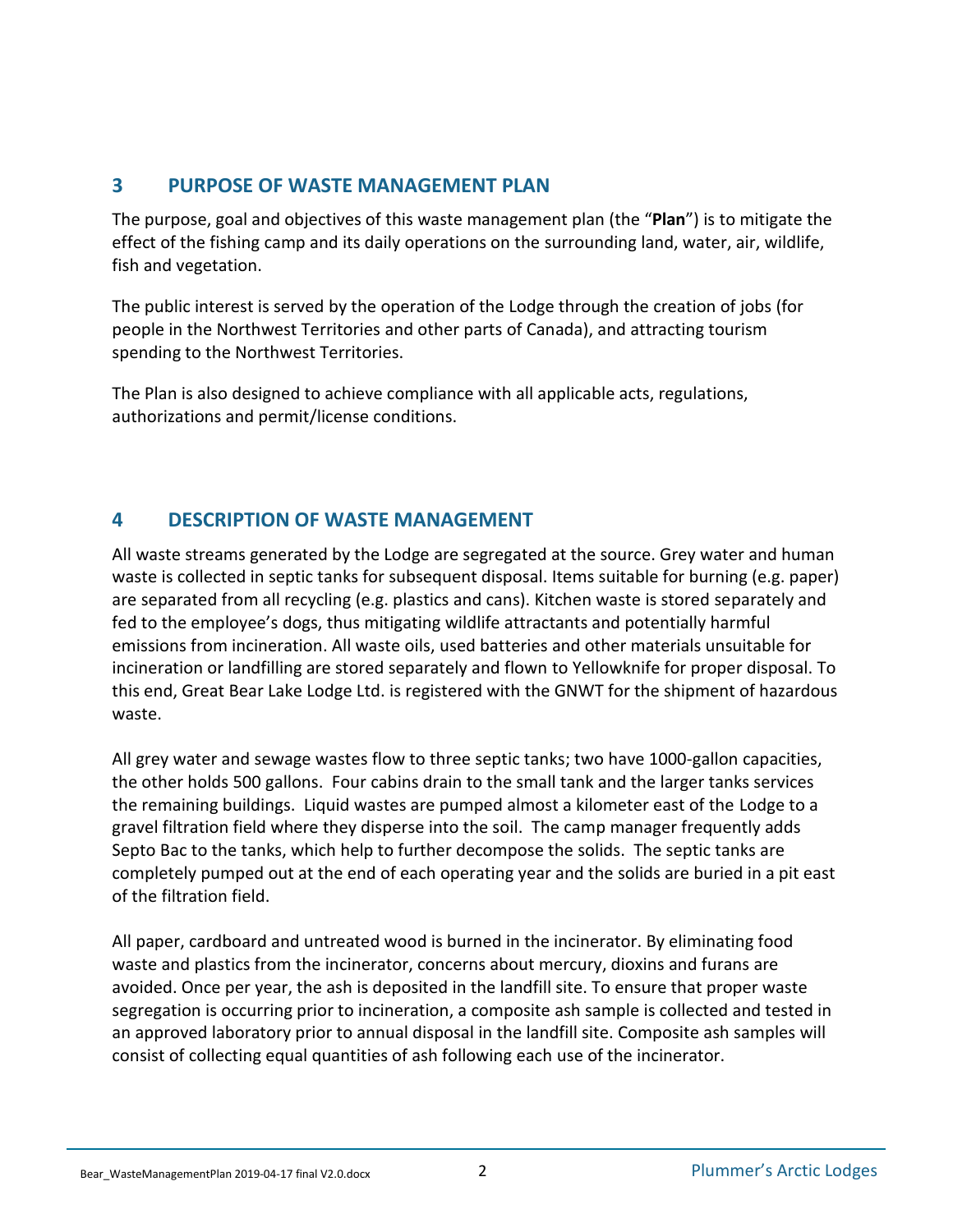## 3 PURPOSE OF WASTE MANAGEMENT PLAN

The purpose, goal and objectives of this waste management plan (the "**Plan**") is to mitigate the effect of the fishing camp and its daily operations on the surrounding land, water, air, wildlife, fish and vegetation.

The public interest is served by the operation of the Lodge through the creation of jobs (for people in the Northwest Territories and other parts of Canada), and attracting tourism spending to the Northwest Territories.

The Plan is also designed to achieve compliance with all applicable acts, regulations, authorizations and permit/license conditions.

## 4 DESCRIPTION OF WASTE MANAGEMENT

All waste streams generated by the Lodge are segregated at the source. Grey water and human waste is collected in septic tanks for subsequent disposal. Items suitable for burning (e.g. paper) are separated from all recycling (e.g. plastics and cans). Kitchen waste is stored separately and fed to the employee's dogs, thus mitigating wildlife attractants and potentially harmful emissions from incineration. All waste oils, used batteries and other materials unsuitable for incineration or landfilling are stored separately and flown to Yellowknife for proper disposal. To this end, Great Bear Lake Lodge Ltd. is registered with the GNWT for the shipment of hazardous waste.

All grey water and sewage wastes flow to three septic tanks; two have 1000-gallon capacities, the other holds 500 gallons. Four cabins drain to the small tank and the larger tanks services the remaining buildings. Liquid wastes are pumped almost a kilometer east of the Lodge to a gravel filtration field where they disperse into the soil. The camp manager frequently adds Septo Bac to the tanks, which help to further decompose the solids. The septic tanks are completely pumped out at the end of each operating year and the solids are buried in a pit east of the filtration field.

All paper, cardboard and untreated wood is burned in the incinerator. By eliminating food waste and plastics from the incinerator, concerns about mercury, dioxins and furans are avoided. Once per year, the ash is deposited in the landfill site. To ensure that proper waste segregation is occurring prior to incineration, a composite ash sample is collected and tested in an approved laboratory prior to annual disposal in the landfill site. Composite ash samples will consist of collecting equal quantities of ash following each use of the incinerator.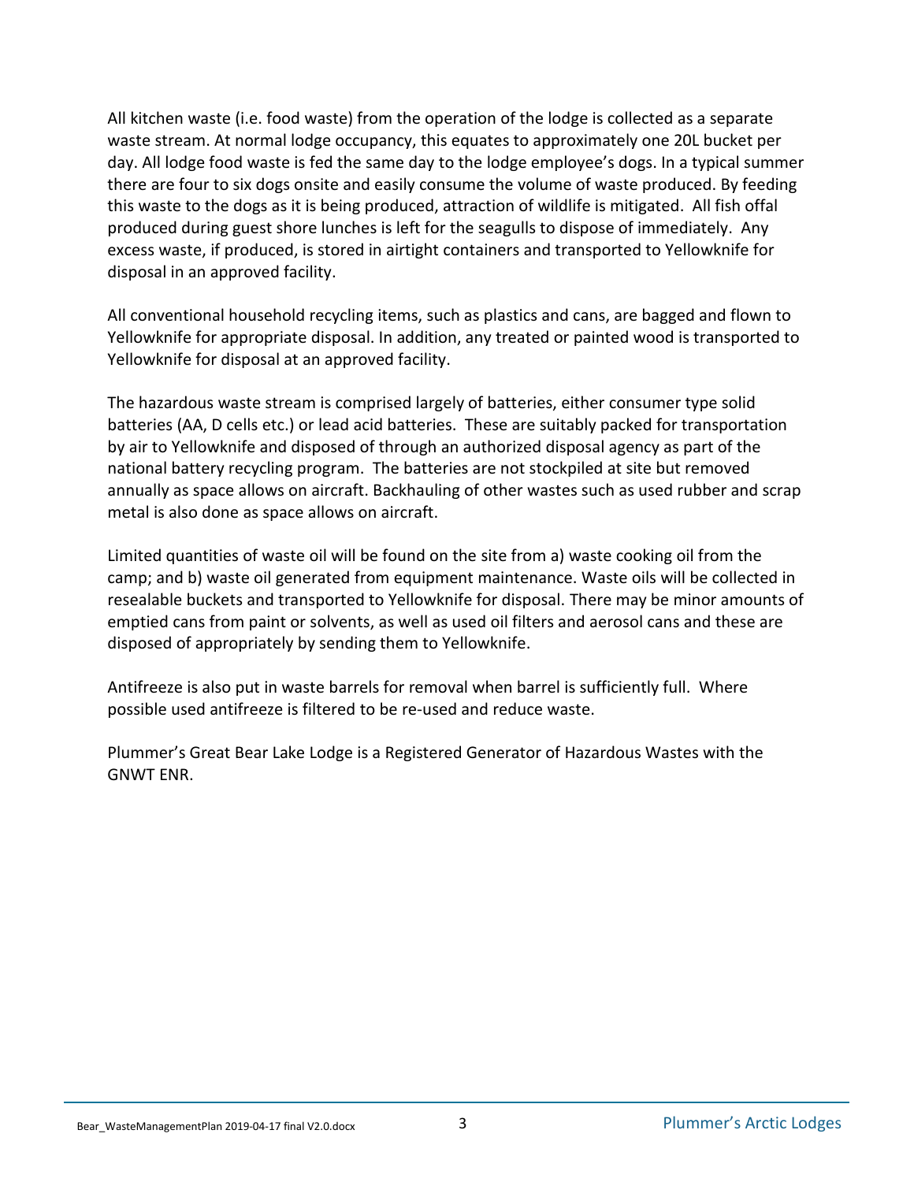All kitchen waste (i.e. food waste) from the operation of the lodge is collected as a separate waste stream. At normal lodge occupancy, this equates to approximately one 20L bucket per day. All lodge food waste is fed the same day to the lodge employee's dogs. In a typical summer there are four to six dogs onsite and easily consume the volume of waste produced. By feeding this waste to the dogs as it is being produced, attraction of wildlife is mitigated. All fish offal produced during guest shore lunches is left for the seagulls to dispose of immediately. Any excess waste, if produced, is stored in airtight containers and transported to Yellowknife for disposal in an approved facility.

All conventional household recycling items, such as plastics and cans, are bagged and flown to Yellowknife for appropriate disposal. In addition, any treated or painted wood is transported to Yellowknife for disposal at an approved facility.

The hazardous waste stream is comprised largely of batteries, either consumer type solid batteries (AA, D cells etc.) or lead acid batteries. These are suitably packed for transportation by air to Yellowknife and disposed of through an authorized disposal agency as part of the national battery recycling program. The batteries are not stockpiled at site but removed annually as space allows on aircraft. Backhauling of other wastes such as used rubber and scrap metal is also done as space allows on aircraft.

Limited quantities of waste oil will be found on the site from a) waste cooking oil from the camp; and b) waste oil generated from equipment maintenance. Waste oils will be collected in resealable buckets and transported to Yellowknife for disposal. There may be minor amounts of emptied cans from paint or solvents, as well as used oil filters and aerosol cans and these are disposed of appropriately by sending them to Yellowknife.

Antifreeze is also put in waste barrels for removal when barrel is sufficiently full. Where possible used antifreeze is filtered to be re-used and reduce waste.

Plummer's Great Bear Lake Lodge is a Registered Generator of Hazardous Wastes with the GNWT ENR.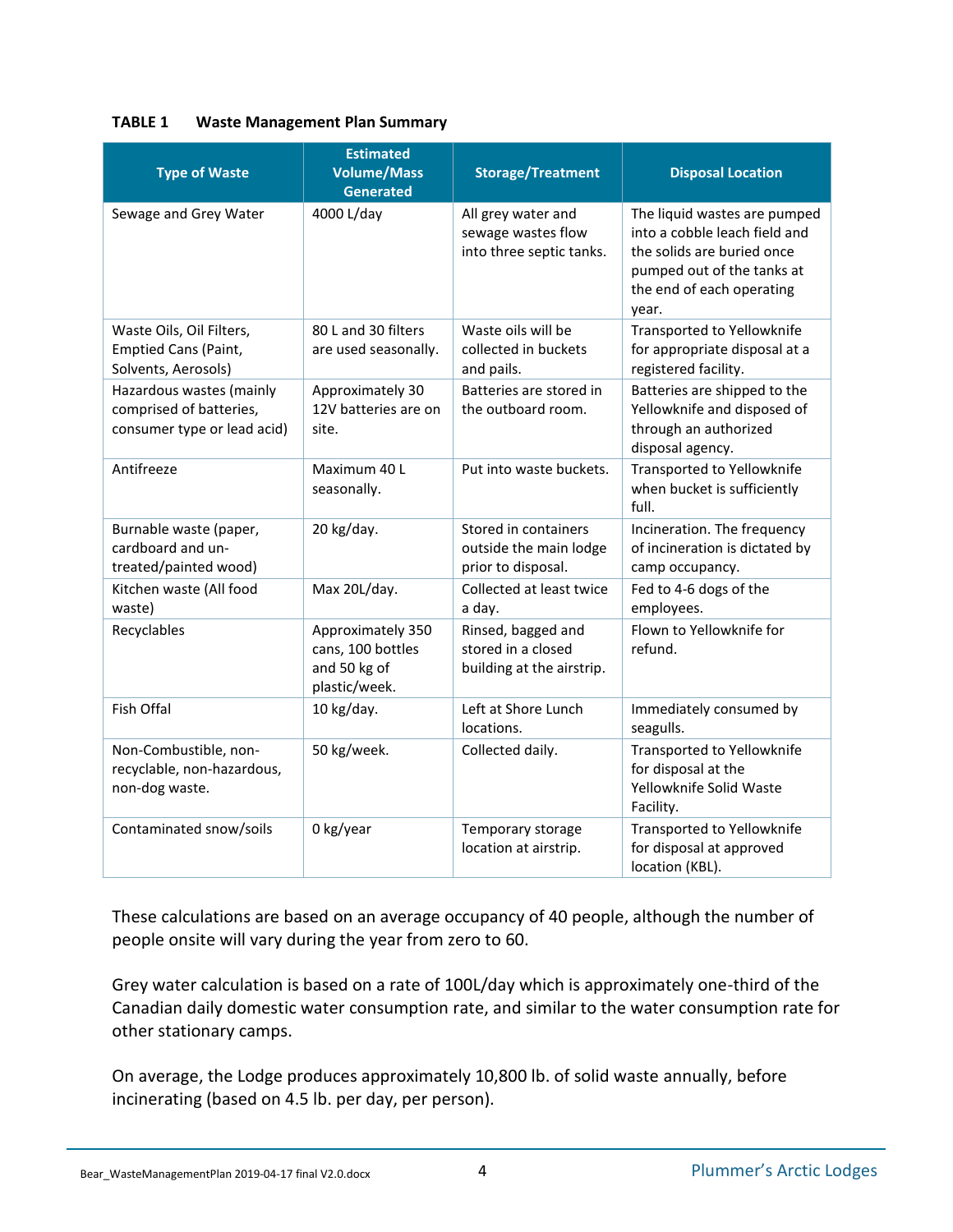**TABLE 1 Waste Management Plan Summary**

| Type of Waste | Estimated Volume/Mass Generated | Storage/Treatment | Disposal Location |
|---|---|---|---|
| Sewage and Grey Water | 4000 L/day | All grey water and sewage wastes flow into three septic tanks. | The liquid wastes are pumped into a cobble leach field and the solids are buried once pumped out of the tanks at the end of each operating year. |
| Waste Oils, Oil Filters, Emptied Cans (Paint, Solvents, Aerosols) | 80 L and 30 filters are used seasonally. | Waste oils will be collected in buckets and pails. | Transported to Yellowknife for appropriate disposal at a registered facility. |
| Hazardous wastes (mainly comprised of batteries, consumer type or lead acid) | Approximately 30 12V batteries are on site. | Batteries are stored in the outboard room. | Batteries are shipped to the Yellowknife and disposed of through an authorized disposal agency. |
| Antifreeze | Maximum 40 L seasonally. | Put into waste buckets. | Transported to Yellowknife when bucket is sufficiently full. |
| Burnable waste (paper, cardboard and un-treated/painted wood) | 20 kg/day. | Stored in containers outside the main lodge prior to disposal. | Incineration. The frequency of incineration is dictated by camp occupancy. |
| Kitchen waste (All food waste) | Max 20L/day. | Collected at least twice a day. | Fed to 4-6 dogs of the employees. |
| Recyclables | Approximately 350 cans, 100 bottles and 50 kg of plastic/week. | Rinsed, bagged and stored in a closed building at the airstrip. | Flown to Yellowknife for refund. |
| Fish Offal | 10 kg/day. | Left at Shore Lunch locations. | Immediately consumed by seagulls. |
| Non-Combustible, non-recyclable, non-hazardous, non-dog waste. | 50 kg/week. | Collected daily. | Transported to Yellowknife for disposal at the Yellowknife Solid Waste Facility. |
| Contaminated snow/soils | 0 kg/year | Temporary storage location at airstrip. | Transported to Yellowknife for disposal at approved location (KBL). |

These calculations are based on an average occupancy of 40 people, although the number of people onsite will vary during the year from zero to 60.

Grey water calculation is based on a rate of 100L/day which is approximately one-third of the Canadian daily domestic water consumption rate, and similar to the water consumption rate for other stationary camps.

On average, the Lodge produces approximately 10,800 lb. of solid waste annually, before incinerating (based on 4.5 lb. per day, per person).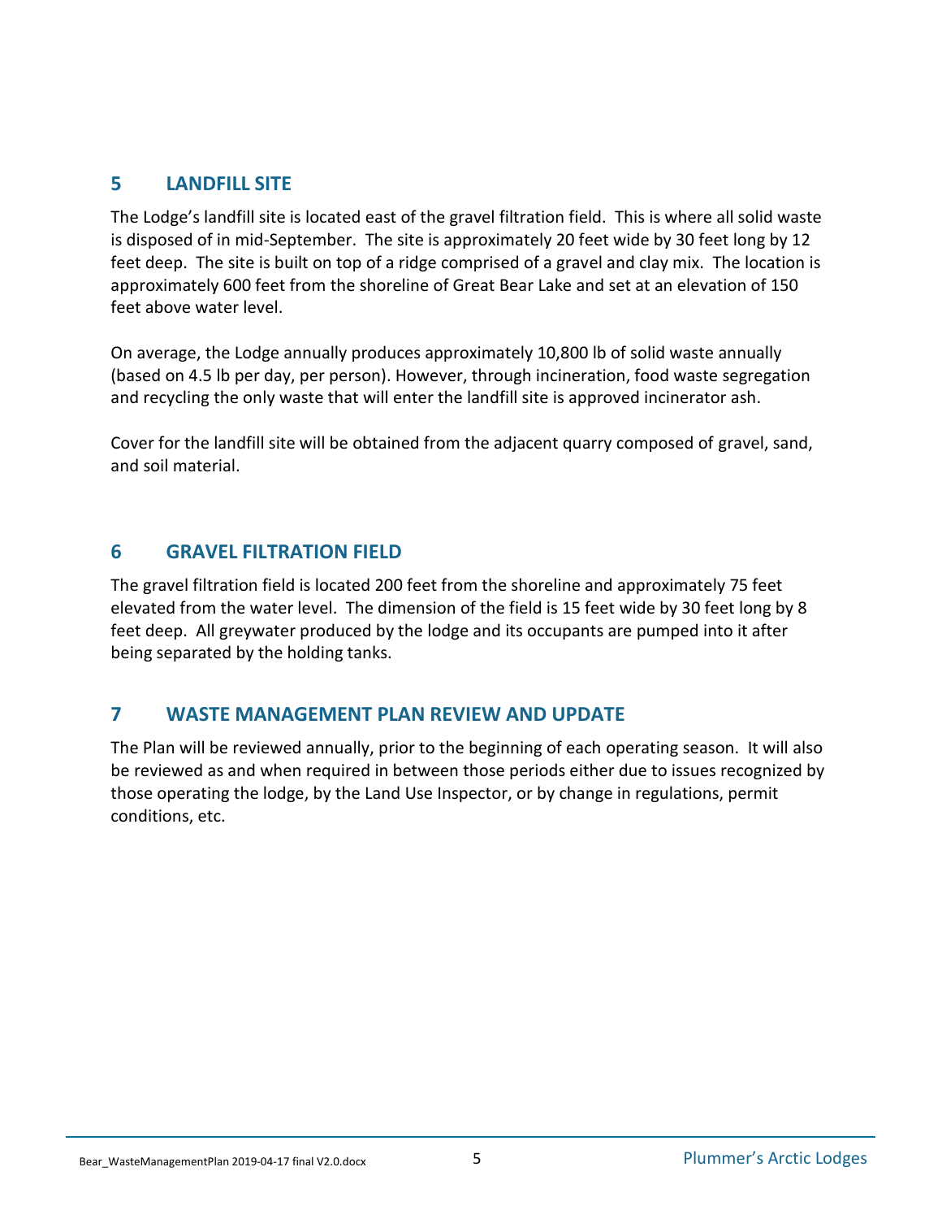## 5 LANDFILL SITE

The Lodge's landfill site is located east of the gravel filtration field. This is where all solid waste is disposed of in mid-September. The site is approximately 20 feet wide by 30 feet long by 12 feet deep. The site is built on top of a ridge comprised of a gravel and clay mix. The location is approximately 600 feet from the shoreline of Great Bear Lake and set at an elevation of 150 feet above water level.

On average, the Lodge annually produces approximately 10,800 lb of solid waste annually (based on 4.5 lb per day, per person). However, through incineration, food waste segregation and recycling the only waste that will enter the landfill site is approved incinerator ash.

Cover for the landfill site will be obtained from the adjacent quarry composed of gravel, sand, and soil material.

## 6 GRAVEL FILTRATION FIELD

The gravel filtration field is located 200 feet from the shoreline and approximately 75 feet elevated from the water level. The dimension of the field is 15 feet wide by 30 feet long by 8 feet deep. All greywater produced by the lodge and its occupants are pumped into it after being separated by the holding tanks.

## 7 WASTE MANAGEMENT PLAN REVIEW AND UPDATE

The Plan will be reviewed annually, prior to the beginning of each operating season. It will also be reviewed as and when required in between those periods either due to issues recognized by those operating the lodge, by the Land Use Inspector, or by change in regulations, permit conditions, etc.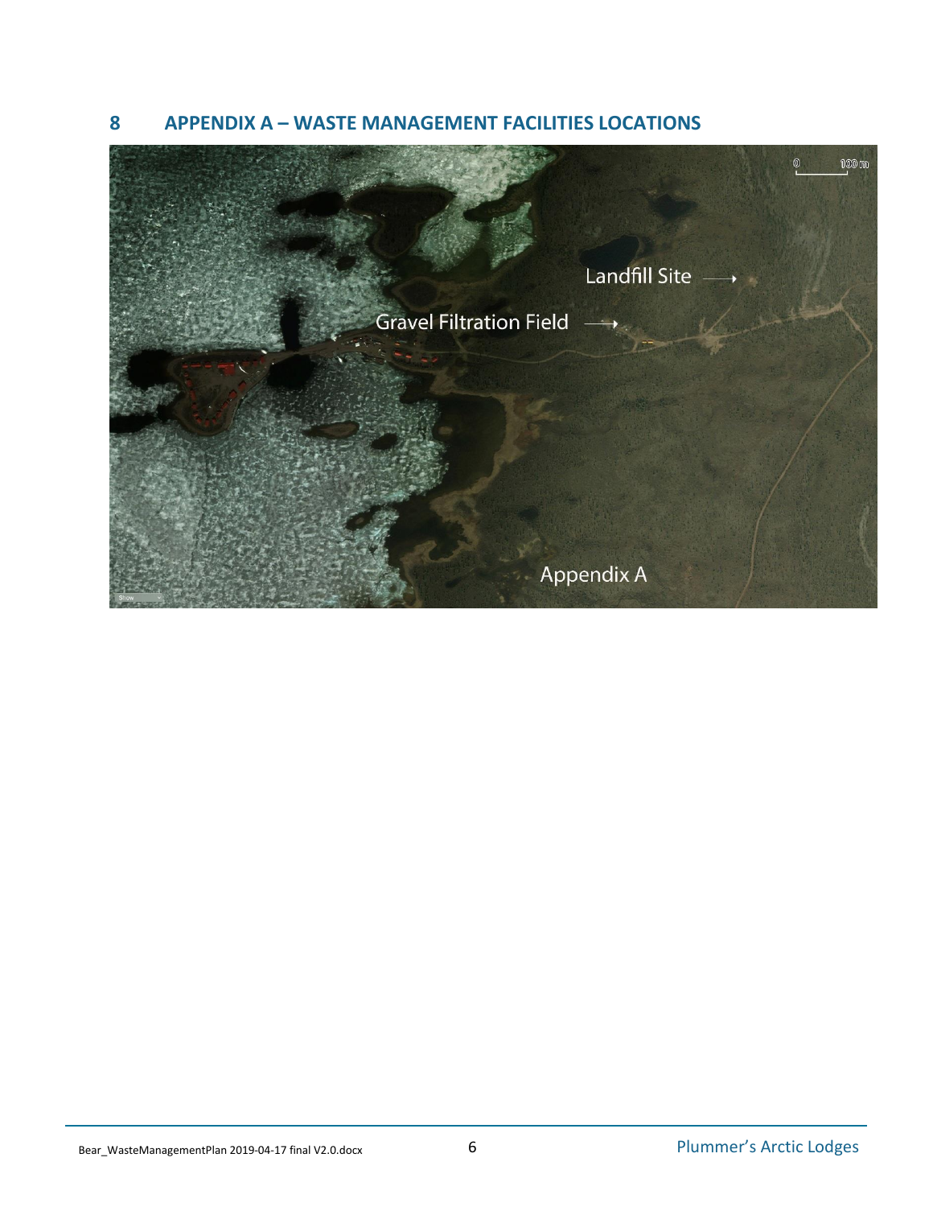## 8 APPENDIX A – WASTE MANAGEMENT FACILITIES LOCATIONS

0 100 m

Landfill Site

Gravel Filtration Field

Appendix A